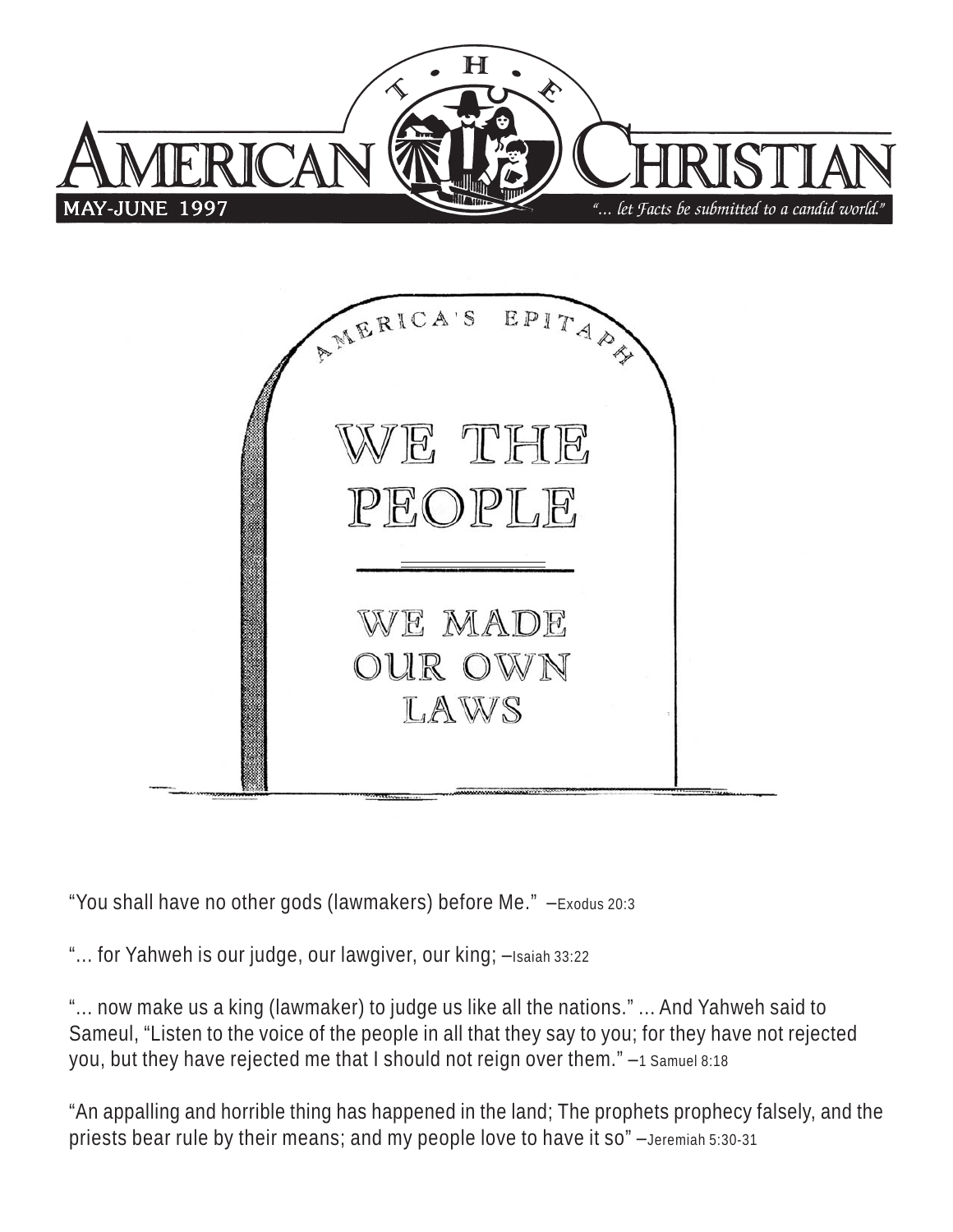# THE AMERICAN CHRISTIAN

MAY-JUNE 1997

*"... let Facts be submitted to a candid world."*

AMERICA'S EPITAPH

WE THE PEOPLE

WE MADE OUR OWN LAWS

"You shall have no other gods (lawmakers) before Me." –Exodus 20:3

"... for Yahweh is our judge, our lawgiver, our king; –Isaiah 33:22

"... now make us a king (lawmaker) to judge us like all the nations." ... And Yahweh said to Sameul, "Listen to the voice of the people in all that they say to you; for they have not rejected you, but they have rejected me that I should not reign over them." –1 Samuel 8:18

"An appalling and horrible thing has happened in the land; The prophets prophecy falsely, and the priests bear rule by their means; and my people love to have it so" –Jeremiah 5:30-31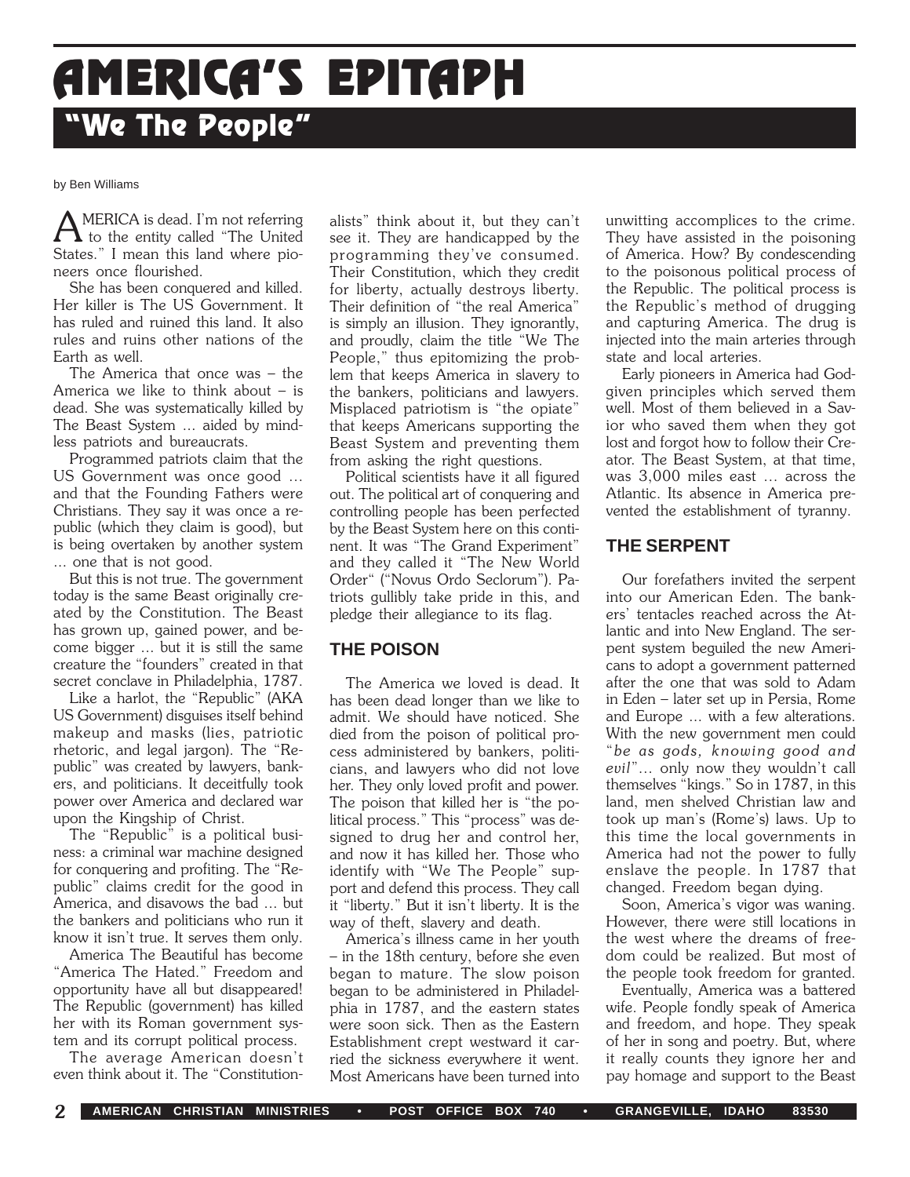# AMERICA'S EPITAPH

## "We The People"

by Ben Williams

AMERICA is dead. I'm not referring to the entity called "The United States." I mean this land where pioneers once flourished.

She has been conquered and killed. Her killer is The US Government. It has ruled and ruined this land. It also rules and ruins other nations of the Earth as well.

The America that once was – the America we like to think about – is dead. She was systematically killed by The Beast System ... aided by mindless patriots and bureaucrats.

Programmed patriots claim that the US Government was once good ... and that the Founding Fathers were Christians. They say it was once a republic (which they claim is good), but is being overtaken by another system ... one that is not good.

But this is not true. The government today is the same Beast originally created by the Constitution. The Beast has grown up, gained power, and become bigger ... but it is still the same creature the "founders" created in that secret conclave in Philadelphia, 1787.

Like a harlot, the "Republic" (AKA US Government) disguises itself behind makeup and masks (lies, patriotic rhetoric, and legal jargon). The "Republic" was created by lawyers, bankers, and politicians. It deceitfully took power over America and declared war upon the Kingship of Christ.

The "Republic" is a political business: a criminal war machine designed for conquering and profiting. The "Republic" claims credit for the good in America, and disavows the bad ... but the bankers and politicians who run it know it isn't true. It serves them only.

America The Beautiful has become "America The Hated." Freedom and opportunity have all but disappeared! The Republic (government) has killed her with its Roman government system and its corrupt political process.

The average American doesn't even think about it. The "Constitutionalists" think about it, but they can't see it. They are handicapped by the programming they've consumed. Their Constitution, which they credit for liberty, actually destroys liberty. Their definition of "the real America" is simply an illusion. They ignorantly, and proudly, claim the title "We The People," thus epitomizing the problem that keeps America in slavery to the bankers, politicians and lawyers. Misplaced patriotism is "the opiate" that keeps Americans supporting the Beast System and preventing them from asking the right questions.

Political scientists have it all figured out. The political art of conquering and controlling people has been perfected by the Beast System here on this continent. It was "The Grand Experiment" and they called it "The New World Order" ("Novus Ordo Seclorum"). Patriots gullibly take pride in this, and pledge their allegiance to its flag.

### THE POISON

The America we loved is dead. It has been dead longer than we like to admit. We should have noticed. She died from the poison of political process administered by bankers, politicians, and lawyers who did not love her. They only loved profit and power. The poison that killed her is "the political process." This "process" was designed to drug her and control her, and now it has killed her. Those who identify with "We The People" support and defend this process. They call it "liberty." But it isn't liberty. It is the way of theft, slavery and death.

America's illness came in her youth – in the 18th century, before she even began to mature. The slow poison began to be administered in Philadelphia in 1787, and the eastern states were soon sick. Then as the Eastern Establishment crept westward it carried the sickness everywhere it went. Most Americans have been turned into unwitting accomplices to the crime. They have assisted in the poisoning of America. How? By condescending to the poisonous political process of the Republic. The political process is the Republic's method of drugging and capturing America. The drug is injected into the main arteries through state and local arteries.

Early pioneers in America had God-given principles which served them well. Most of them believed in a Savior who saved them when they got lost and forgot how to follow their Creator. The Beast System, at that time, was 3,000 miles east ... across the Atlantic. Its absence in America prevented the establishment of tyranny.

### THE SERPENT

Our forefathers invited the serpent into our American Eden. The bankers' tentacles reached across the Atlantic and into New England. The serpent system beguiled the new Americans to adopt a government patterned after the one that was sold to Adam in Eden – later set up in Persia, Rome and Europe ... with a few alterations. With the new government men could "*be as gods, knowing good and evil*"... only now they wouldn't call themselves "kings." So in 1787, in this land, men shelved Christian law and took up man's (Rome's) laws. Up to this time the local governments in America had not the power to fully enslave the people. In 1787 that changed. Freedom began dying.

Soon, America's vigor was waning. However, there were still locations in the west where the dreams of freedom could be realized. But most of the people took freedom for granted.

Eventually, America was a battered wife. People fondly speak of America and freedom, and hope. They speak of her in song and poetry. But, where it really counts they ignore her and pay homage and support to the Beast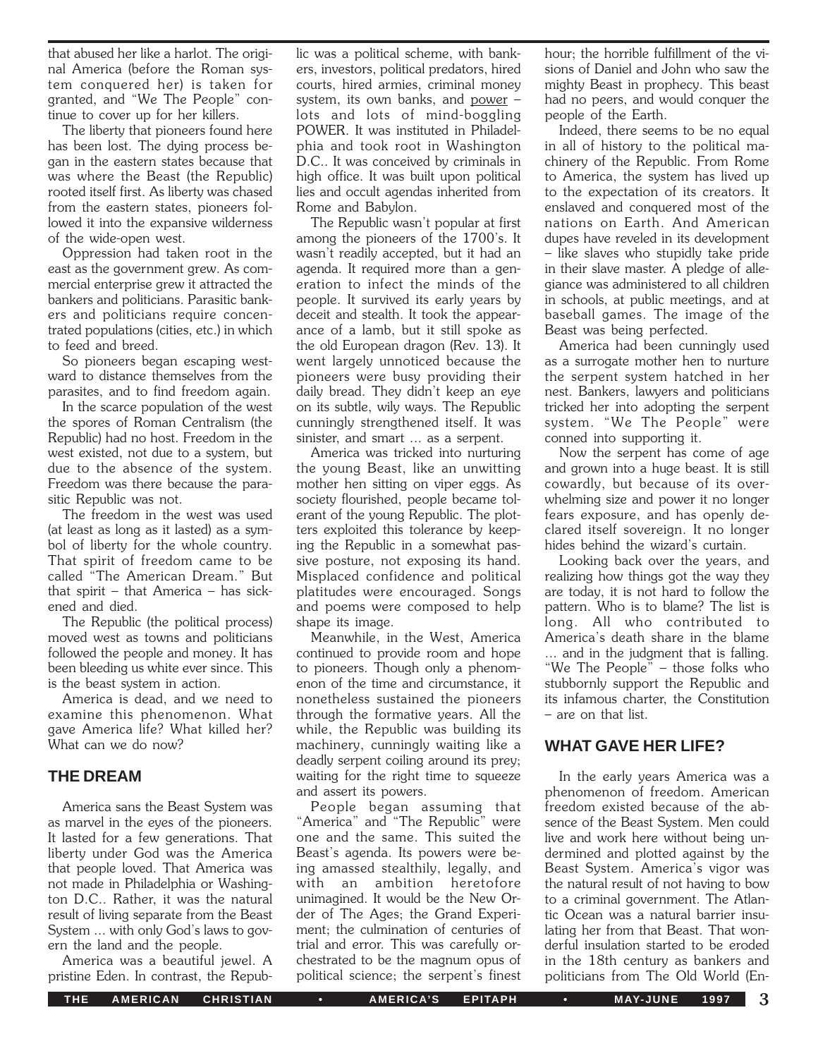that abused her like a harlot. The original America (before the Roman system conquered her) is taken for granted, and "We The People" continue to cover up for her killers.

The liberty that pioneers found here has been lost. The dying process began in the eastern states because that was where the Beast (the Republic) rooted itself first. As liberty was chased from the eastern states, pioneers followed it into the expansive wilderness of the wide-open west.

Oppression had taken root in the east as the government grew. As commercial enterprise grew it attracted the bankers and politicians. Parasitic bankers and politicians require concentrated populations (cities, etc.) in which to feed and breed.

So pioneers began escaping westward to distance themselves from the parasites, and to find freedom again.

In the scarce population of the west the spores of Roman Centralism (the Republic) had no host. Freedom in the west existed, not due to a system, but due to the absence of the system. Freedom was there because the parasitic Republic was not.

The freedom in the west was used (at least as long as it lasted) as a symbol of liberty for the whole country. That spirit of freedom came to be called "The American Dream." But that spirit – that America – has sickened and died.

The Republic (the political process) moved west as towns and politicians followed the people and money. It has been bleeding us white ever since. This is the beast system in action.

America is dead, and we need to examine this phenomenon. What gave America life? What killed her? What can we do now?

## THE DREAM

America sans the Beast System was as marvel in the eyes of the pioneers. It lasted for a few generations. That liberty under God was the America that people loved. That America was not made in Philadelphia or Washington D.C.. Rather, it was the natural result of living separate from the Beast System ... with only God's laws to govern the land and the people.

America was a beautiful jewel. A pristine Eden. In contrast, the Republic was a political scheme, with bankers, investors, political predators, hired courts, hired armies, criminal money system, its own banks, and power – lots and lots of mind-boggling POWER. It was instituted in Philadelphia and took root in Washington D.C.. It was conceived by criminals in high office. It was built upon political lies and occult agendas inherited from Rome and Babylon.

The Republic wasn't popular at first among the pioneers of the 1700's. It wasn't readily accepted, but it had an agenda. It required more than a generation to infect the minds of the people. It survived its early years by deceit and stealth. It took the appearance of a lamb, but it still spoke as the old European dragon (Rev. 13). It went largely unnoticed because the pioneers were busy providing their daily bread. They didn't keep an eye on its subtle, wily ways. The Republic cunningly strengthened itself. It was sinister, and smart ... as a serpent.

America was tricked into nurturing the young Beast, like an unwitting mother hen sitting on viper eggs. As society flourished, people became tolerant of the young Republic. The plotters exploited this tolerance by keeping the Republic in a somewhat passive posture, not exposing its hand. Misplaced confidence and political platitudes were encouraged. Songs and poems were composed to help shape its image.

Meanwhile, in the West, America continued to provide room and hope to pioneers. Though only a phenomenon of the time and circumstance, it nonetheless sustained the pioneers through the formative years. All the while, the Republic was building its machinery, cunningly waiting like a deadly serpent coiling around its prey; waiting for the right time to squeeze and assert its powers.

People began assuming that "America" and "The Republic" were one and the same. This suited the Beast's agenda. Its powers were being amassed stealthily, legally, and with an ambition heretofore unimagined. It would be the New Order of The Ages; the Grand Experiment; the culmination of centuries of trial and error. This was carefully orchestrated to be the magnum opus of political science; the serpent's finest hour; the horrible fulfillment of the visions of Daniel and John who saw the mighty Beast in prophecy. This beast had no peers, and would conquer the people of the Earth.

Indeed, there seems to be no equal in all of history to the political machinery of the Republic. From Rome to America, the system has lived up to the expectation of its creators. It enslaved and conquered most of the nations on Earth. And American dupes have reveled in its development – like slaves who stupidly take pride in their slave master. A pledge of allegiance was administered to all children in schools, at public meetings, and at baseball games. The image of the Beast was being perfected.

America had been cunningly used as a surrogate mother hen to nurture the serpent system hatched in her nest. Bankers, lawyers and politicians tricked her into adopting the serpent system. "We The People" were conned into supporting it.

Now the serpent has come of age and grown into a huge beast. It is still cowardly, but because of its overwhelming size and power it no longer fears exposure, and has openly declared itself sovereign. It no longer hides behind the wizard's curtain.

Looking back over the years, and realizing how things got the way they are today, it is not hard to follow the pattern. Who is to blame? The list is long. All who contributed to America's death share in the blame ... and in the judgment that is falling. "We The People" – those folks who stubbornly support the Republic and its infamous charter, the Constitution – are on that list.

## WHAT GAVE HER LIFE?

In the early years America was a phenomenon of freedom. American freedom existed because of the absence of the Beast System. Men could live and work here without being undermined and plotted against by the Beast System. America's vigor was the natural result of not having to bow to a criminal government. The Atlantic Ocean was a natural barrier insulating her from that Beast. That wonderful insulation started to be eroded in the 18th century as bankers and politicians from The Old World (En-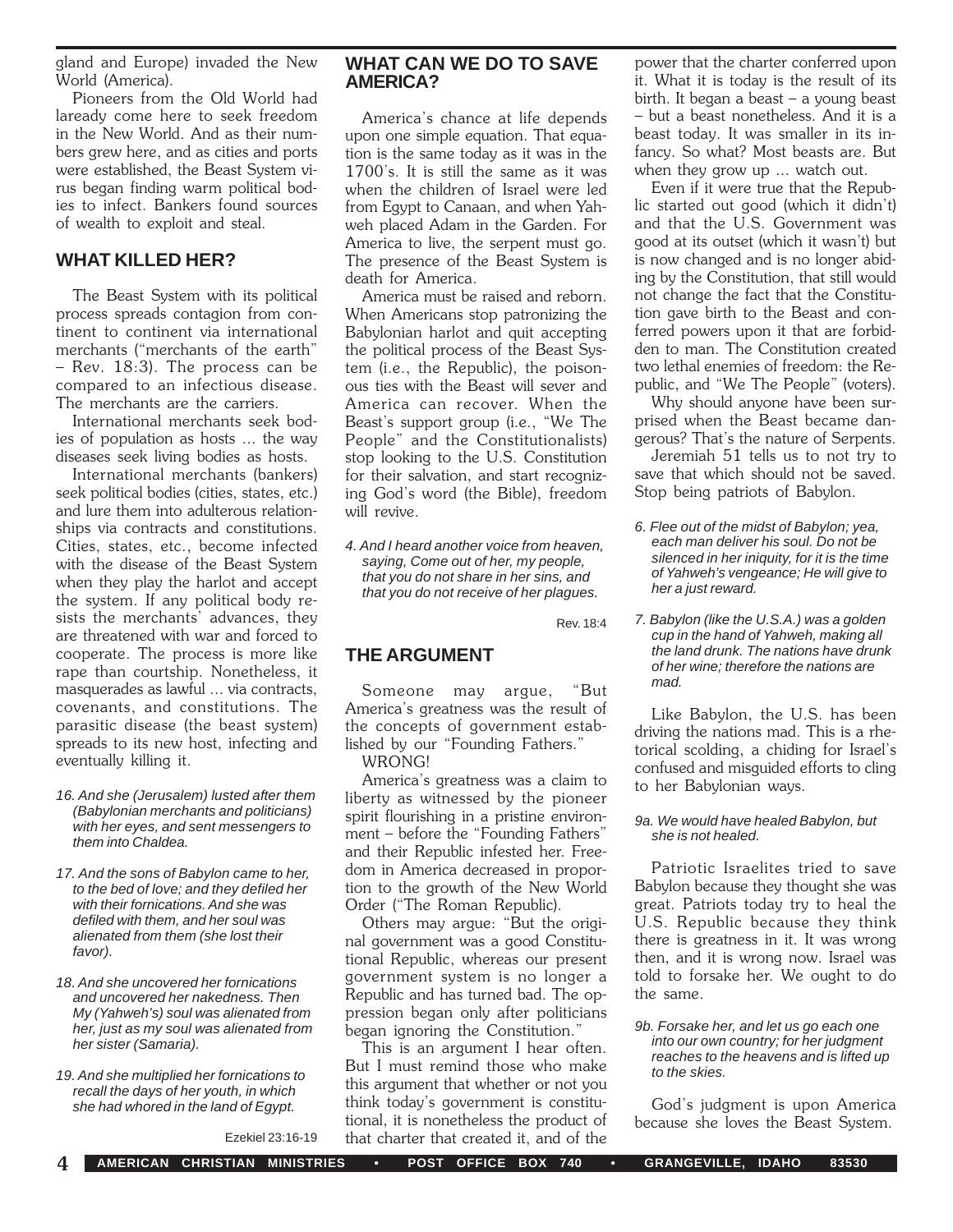gland and Europe) invaded the New World (America).

Pioneers from the Old World had laready come here to seek freedom in the New World. And as their numbers grew here, and as cities and ports were established, the Beast System virus began finding warm political bodies to infect. Bankers found sources of wealth to exploit and steal.

## WHAT KILLED HER?

The Beast System with its political process spreads contagion from continent to continent via international merchants ("merchants of the earth" – Rev. 18:3). The process can be compared to an infectious disease. The merchants are the carriers.

International merchants seek bodies of population as hosts ... the way diseases seek living bodies as hosts.

International merchants (bankers) seek political bodies (cities, states, etc.) and lure them into adulterous relationships via contracts and constitutions. Cities, states, etc., become infected with the disease of the Beast System when they play the harlot and accept the system. If any political body resists the merchants' advances, they are threatened with war and forced to cooperate. The process is more like rape than courtship. Nonetheless, it masquerades as lawful ... via contracts, covenants, and constitutions. The parasitic disease (the beast system) spreads to its new host, infecting and eventually killing it.

*16. And she (Jerusalem) lusted after them (Babylonian merchants and politicians) with her eyes, and sent messengers to them into Chaldea.*

*17. And the sons of Babylon came to her, to the bed of love; and they defiled her with their fornications. And she was defiled with them, and her soul was alienated from them (she lost their favor).*

*18. And she uncovered her fornications and uncovered her nakedness. Then My (Yahweh's) soul was alienated from her, just as my soul was alienated from her sister (Samaria).*

*19. And she multiplied her fornications to recall the days of her youth, in which she had whored in the land of Egypt.*

Ezekiel 23:16-19

## WHAT CAN WE DO TO SAVE AMERICA?

America's chance at life depends upon one simple equation. That equation is the same today as it was in the 1700's. It is still the same as it was when the children of Israel were led from Egypt to Canaan, and when Yahweh placed Adam in the Garden. For America to live, the serpent must go. The presence of the Beast System is death for America.

America must be raised and reborn. When Americans stop patronizing the Babylonian harlot and quit accepting the political process of the Beast System (i.e., the Republic), the poisonous ties with the Beast will sever and America can recover. When the Beast's support group (i.e., "We The People" and the Constitutionalists) stop looking to the U.S. Constitution for their salvation, and start recognizing God's word (the Bible), freedom will revive.

*4. And I heard another voice from heaven, saying, Come out of her, my people, that you do not share in her sins, and that you do not receive of her plagues.*

Rev. 18:4

## THE ARGUMENT

Someone may argue, "But America's greatness was the result of the concepts of government established by our "Founding Fathers."

WRONG!

America's greatness was a claim to liberty as witnessed by the pioneer spirit flourishing in a pristine environment – before the "Founding Fathers" and their Republic infested her. Freedom in America decreased in proportion to the growth of the New World Order ("The Roman Republic).

Others may argue: "But the original government was a good Constitutional Republic, whereas our present government system is no longer a Republic and has turned bad. The oppression began only after politicians began ignoring the Constitution."

This is an argument I hear often. But I must remind those who make this argument that whether or not you think today's government is constitutional, it is nonetheless the product of that charter that created it, and of the power that the charter conferred upon it. What it is today is the result of its birth. It began a beast – a young beast – but a beast nonetheless. And it is a beast today. It was smaller in its infancy. So what? Most beasts are. But when they grow up ... watch out.

Even if it were true that the Republic started out good (which it didn't) and that the U.S. Government was good at its outset (which it wasn't) but is now changed and is no longer abiding by the Constitution, that still would not change the fact that the Constitution gave birth to the Beast and conferred powers upon it that are forbidden to man. The Constitution created two lethal enemies of freedom: the Republic, and "We The People" (voters).

Why should anyone have been surprised when the Beast became dangerous? That's the nature of Serpents.

Jeremiah 51 tells us to not try to save that which should not be saved. Stop being patriots of Babylon.

*6. Flee out of the midst of Babylon; yea, each man deliver his soul. Do not be silenced in her iniquity, for it is the time of Yahweh's vengeance; He will give to her a just reward.*

*7. Babylon (like the U.S.A.) was a golden cup in the hand of Yahweh, making all the land drunk. The nations have drunk of her wine; therefore the nations are mad.*

Like Babylon, the U.S. has been driving the nations mad. This is a rhetorical scolding, a chiding for Israel's confused and misguided efforts to cling to her Babylonian ways.

*9a. We would have healed Babylon, but she is not healed.*

Patriotic Israelites tried to save Babylon because they thought she was great. Patriots today try to heal the U.S. Republic because they think there is greatness in it. It was wrong then, and it is wrong now. Israel was told to forsake her. We ought to do the same.

*9b. Forsake her, and let us go each one into our own country; for her judgment reaches to the heavens and is lifted up to the skies.*

God's judgment is upon America because she loves the Beast System.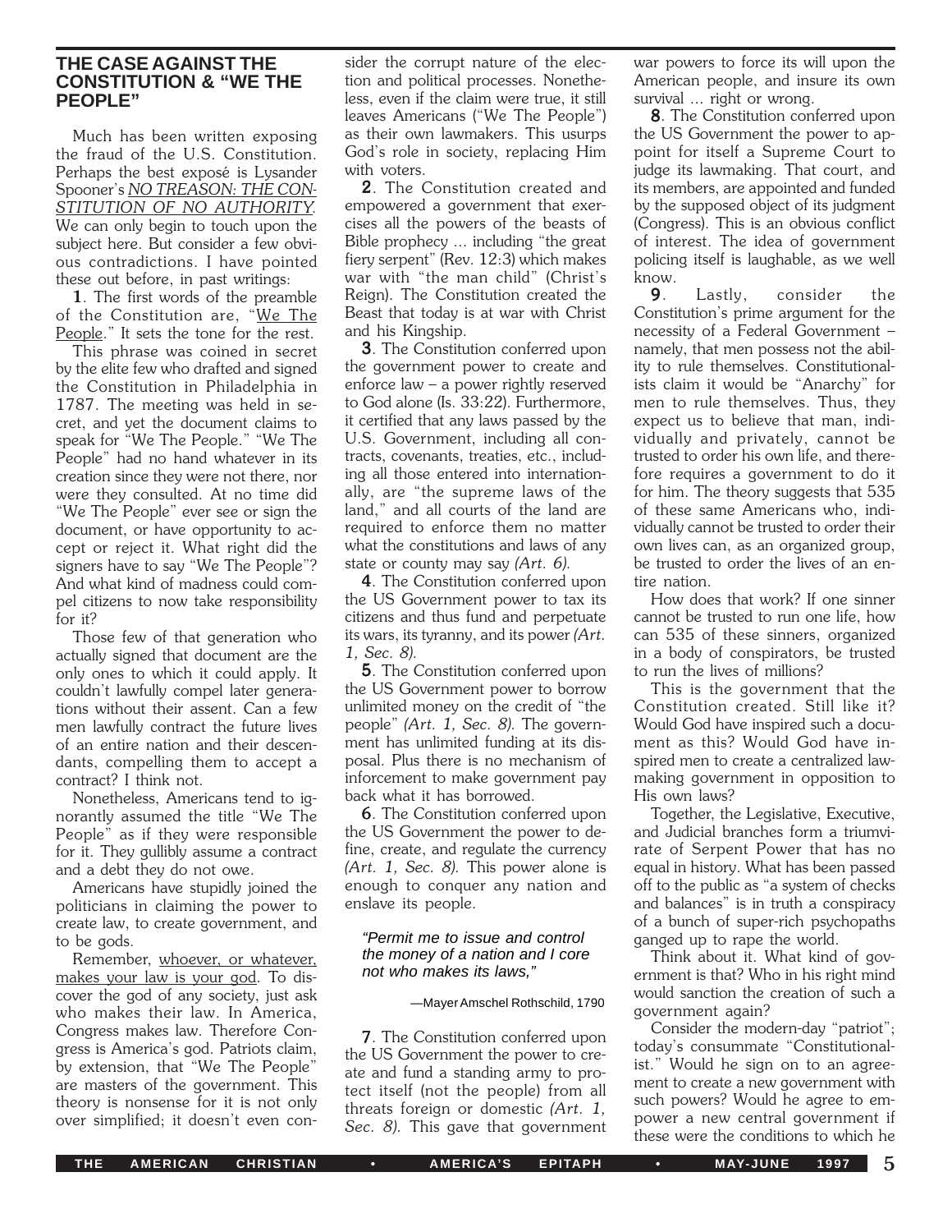## THE CASE AGAINST THE CONSTITUTION & "WE THE PEOPLE"

Much has been written exposing the fraud of the U.S. Constitution. Perhaps the best exposé is Lysander Spooner's _NO TREASON: THE CONSTITUTION OF NO AUTHORITY._ We can only begin to touch upon the subject here. But consider a few obvious contradictions. I have pointed these out before, in past writings:

**1**. The first words of the preamble of the Constitution are, "We The People." It sets the tone for the rest.

This phrase was coined in secret by the elite few who drafted and signed the Constitution in Philadelphia in 1787. The meeting was held in secret, and yet the document claims to speak for "We The People." "We The People" had no hand whatever in its creation since they were not there, nor were they consulted. At no time did "We The People" ever see or sign the document, or have opportunity to accept or reject it. What right did the signers have to say "We The People"? And what kind of madness could compel citizens to now take responsibility for it?

Those few of that generation who actually signed that document are the only ones to which it could apply. It couldn't lawfully compel later generations without their assent. Can a few men lawfully contract the future lives of an entire nation and their descendants, compelling them to accept a contract? I think not.

Nonetheless, Americans tend to ignorantly assumed the title "We The People" as if they were responsible for it. They gullibly assume a contract and a debt they do not owe.

Americans have stupidly joined the politicians in claiming the power to create law, to create government, and to be gods.

Remember, whoever, or whatever, makes your law is your god. To discover the god of any society, just ask who makes their law. In America, Congress makes law. Therefore Congress is America's god. Patriots claim, by extension, that "We The People" are masters of the government. This theory is nonsense for it is not only over simplified; it doesn't even consider the corrupt nature of the election and political processes. Nonetheless, even if the claim were true, it still leaves Americans ("We The People") as their own lawmakers. This usurps God's role in society, replacing Him with voters.

**2**. The Constitution created and empowered a government that exercises all the powers of the beasts of Bible prophecy ... including "the great fiery serpent" (Rev. 12:3) which makes war with "the man child" (Christ's Reign). The Constitution created the Beast that today is at war with Christ and his Kingship.

**3**. The Constitution conferred upon the government power to create and enforce law – a power rightly reserved to God alone (Is. 33:22). Furthermore, it certified that any laws passed by the U.S. Government, including all contracts, covenants, treaties, etc., including all those entered into internationally, are "the supreme laws of the land," and all courts of the land are required to enforce them no matter what the constitutions and laws of any state or county may say *(Art. 6)*.

**4**. The Constitution conferred upon the US Government power to tax its citizens and thus fund and perpetuate its wars, its tyranny, and its power *(Art. 1, Sec. 8)*.

**5**. The Constitution conferred upon the US Government power to borrow unlimited money on the credit of "the people" *(Art. 1, Sec. 8)*. The government has unlimited funding at its disposal. Plus there is no mechanism of inforcement to make government pay back what it has borrowed.

**6**. The Constitution conferred upon the US Government the power to define, create, and regulate the currency *(Art. 1, Sec. 8)*. This power alone is enough to conquer any nation and enslave its people.

> *"Permit me to issue and control the money of a nation and I care not who makes its laws,"*
>
> —Mayer Amschel Rothschild, 1790

**7**. The Constitution conferred upon the US Government the power to create and fund a standing army to protect itself (not the people) from all threats foreign or domestic *(Art. 1, Sec. 8)*. This gave that government war powers to force its will upon the American people, and insure its own survival ... right or wrong.

**8**. The Constitution conferred upon the US Government the power to appoint for itself a Supreme Court to judge its lawmaking. That court, and its members, are appointed and funded by the supposed object of its judgment (Congress). This is an obvious conflict of interest. The idea of government policing itself is laughable, as we well know.

**9**. Lastly, consider the Constitution's prime argument for the necessity of a Federal Government – namely, that men possess not the ability to rule themselves. Constitutionalists claim it would be "Anarchy" for men to rule themselves. Thus, they expect us to believe that man, individually and privately, cannot be trusted to order his own life, and therefore requires a government to do it for him. The theory suggests that 535 of these same Americans who, individually cannot be trusted to order their own lives can, as an organized group, be trusted to order the lives of an entire nation.

How does that work? If one sinner cannot be trusted to run one life, how can 535 of these sinners, organized in a body of conspirators, be trusted to run the lives of millions?

This is the government that the Constitution created. Still like it? Would God have inspired such a document as this? Would God have inspired men to create a centralized lawmaking government in opposition to His own laws?

Together, the Legislative, Executive, and Judicial branches form a triumvirate of Serpent Power that has no equal in history. What has been passed off to the public as "a system of checks and balances" is in truth a conspiracy of a bunch of super-rich psychopaths ganged up to rape the world.

Think about it. What kind of government is that? Who in his right mind would sanction the creation of such a government again?

Consider the modern-day "patriot"; today's consummate "Constitutionalist." Would he sign on to an agreement to create a new government with such powers? Would he agree to empower a new central government if these were the conditions to which he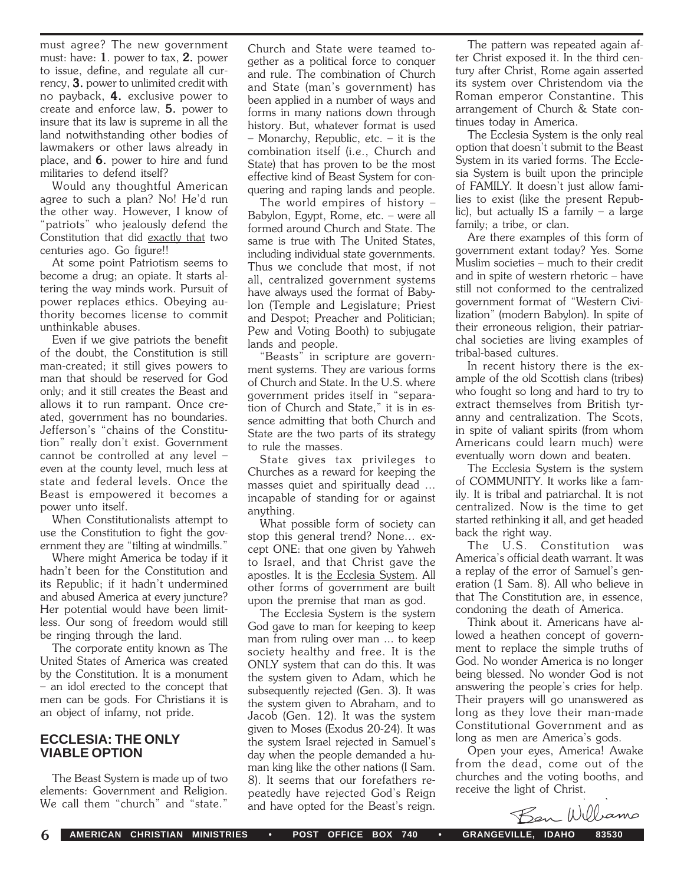must agree? The new government must: have: **1**. power to tax, **2.** power to issue, define, and regulate all currency, **3.** power to unlimited credit with no payback, **4.** exclusive power to create and enforce law, **5.** power to insure that its law is supreme in all the land notwithstanding other bodies of lawmakers or other laws already in place, and **6.** power to hire and fund militaries to defend itself?

Would any thoughtful American agree to such a plan? No! He'd run the other way. However, I know of "patriots" who jealously defend the Constitution that did exactly that two centuries ago. Go figure!!

At some point Patriotism seems to become a drug; an opiate. It starts altering the way minds work. Pursuit of power replaces ethics. Obeying authority becomes license to commit unthinkable abuses.

Even if we give patriots the benefit of the doubt, the Constitution is still man-created; it still gives powers to man that should be reserved for God only; and it still creates the Beast and allows it to run rampant. Once created, government has no boundaries. Jefferson's "chains of the Constitution" really don't exist. Government cannot be controlled at any level – even at the county level, much less at state and federal levels. Once the Beast is empowered it becomes a power unto itself.

When Constitutionalists attempt to use the Constitution to fight the government they are "tilting at windmills."

Where might America be today if it hadn't been for the Constitution and its Republic; if it hadn't undermined and abused America at every juncture? Her potential would have been limitless. Our song of freedom would still be ringing through the land.

The corporate entity known as The United States of America was created by the Constitution. It is a monument – an idol erected to the concept that men can be gods. For Christians it is an object of infamy, not pride.

## ECCLESIA: THE ONLY VIABLE OPTION

The Beast System is made up of two elements: Government and Religion. We call them "church" and "state." Church and State were teamed together as a political force to conquer and rule. The combination of Church and State (man's government) has been applied in a number of ways and forms in many nations down through history. But, whatever format is used – Monarchy, Republic, etc. – it is the combination itself (i.e., Church and State) that has proven to be the most effective kind of Beast System for conquering and raping lands and people.

The world empires of history – Babylon, Egypt, Rome, etc. – were all formed around Church and State. The same is true with The United States, including individual state governments. Thus we conclude that most, if not all, centralized government systems have always used the format of Babylon (Temple and Legislature; Priest and Despot; Preacher and Politician; Pew and Voting Booth) to subjugate lands and people.

"Beasts" in scripture are government systems. They are various forms of Church and State. In the U.S. where government prides itself in "separation of Church and State," it is in essence admitting that both Church and State are the two parts of its strategy to rule the masses.

State gives tax privileges to Churches as a reward for keeping the masses quiet and spiritually dead ... incapable of standing for or against anything.

What possible form of society can stop this general trend? None... except ONE: that one given by Yahweh to Israel, and that Christ gave the apostles. It is the Ecclesia System. All other forms of government are built upon the premise that man as god.

The Ecclesia System is the system God gave to man for keeping to keep man from ruling over man ... to keep society healthy and free. It is the ONLY system that can do this. It was the system given to Adam, which he subsequently rejected (Gen. 3). It was the system given to Abraham, and to Jacob (Gen. 12). It was the system given to Moses (Exodus 20-24). It was the system Israel rejected in Samuel's day when the people demanded a human king like the other nations (I Sam. 8). It seems that our forefathers repeatedly have rejected God's Reign and have opted for the Beast's reign.

The pattern was repeated again after Christ exposed it. In the third century after Christ, Rome again asserted its system over Christendom via the Roman emperor Constantine. This arrangement of Church & State continues today in America.

The Ecclesia System is the only real option that doesn't submit to the Beast System in its varied forms. The Ecclesia System is built upon the principle of FAMILY. It doesn't just allow families to exist (like the present Republic), but actually IS a family – a large family; a tribe, or clan.

Are there examples of this form of government extant today? Yes. Some Muslim societies – much to their credit and in spite of western rhetoric – have still not conformed to the centralized government format of "Western Civilization" (modern Babylon). In spite of their erroneous religion, their patriarchal societies are living examples of tribal-based cultures.

In recent history there is the example of the old Scottish clans (tribes) who fought so long and hard to try to extract themselves from British tyranny and centralization. The Scots, in spite of valiant spirits (from whom Americans could learn much) were eventually worn down and beaten.

The Ecclesia System is the system of COMMUNITY. It works like a family. It is tribal and patriarchal. It is not centralized. Now is the time to get started rethinking it all, and get headed back the right way.

The U.S. Constitution was America's official death warrant. It was a replay of the error of Samuel's generation (1 Sam. 8). All who believe in that The Constitution are, in essence, condoning the death of America.

Think about it. Americans have allowed a heathen concept of government to replace the simple truths of God. No wonder America is no longer being blessed. No wonder God is not answering the people's cries for help. Their prayers will go unanswered as long as they love their man-made Constitutional Government and as long as men are America's gods.

Open your eyes, America! Awake from the dead, come out of the churches and the voting booths, and receive the light of Christ.

Ben Williams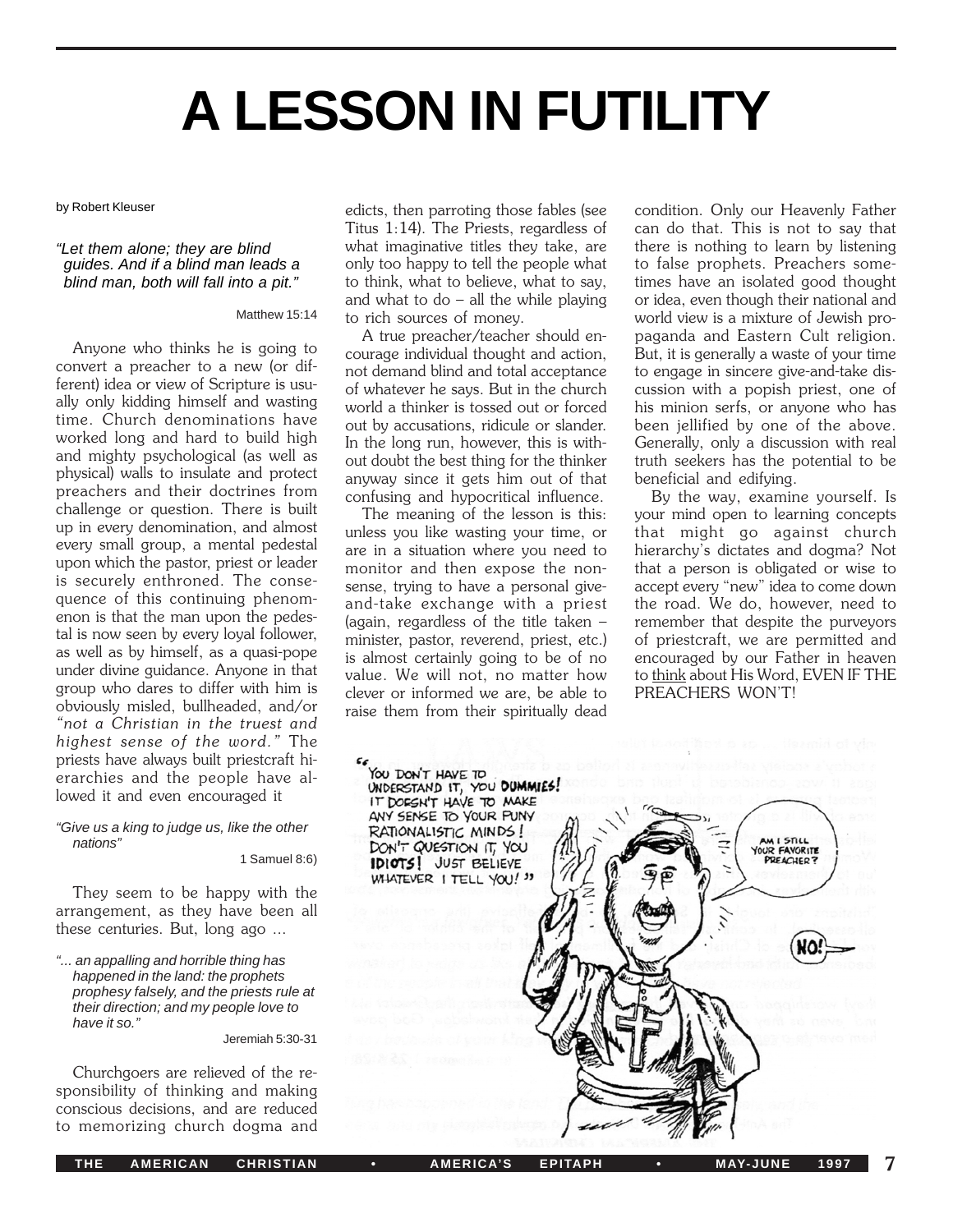# A LESSON IN FUTILITY

by Robert Kleuser

*"Let them alone; they are blind guides. And if a blind man leads a blind man, both will fall into a pit."*

Matthew 15:14

Anyone who thinks he is going to convert a preacher to a new (or different) idea or view of Scripture is usually only kidding himself and wasting time. Church denominations have worked long and hard to build high and mighty psychological (as well as physical) walls to insulate and protect preachers and their doctrines from challenge or question. There is built up in every denomination, and almost every small group, a mental pedestal upon which the pastor, priest or leader is securely enthroned. The consequence of this continuing phenomenon is that the man upon the pedestal is now seen by every loyal follower, as well as by himself, as a quasi-pope under divine guidance. Anyone in that group who dares to differ with him is obviously misled, bullheaded, and/or *"not a Christian in the truest and highest sense of the word."* The priests have always built priestcraft hierarchies and the people have allowed it and even encouraged it

*"Give us a king to judge us, like the other nations"*

1 Samuel 8:6)

They seem to be happy with the arrangement, as they have been all these centuries. But, long ago ...

*"... an appalling and horrible thing has happened in the land: the prophets prophesy falsely, and the priests rule at their direction; and my people love to have it so."*

Jeremiah 5:30-31

Churchgoers are relieved of the responsibility of thinking and making conscious decisions, and are reduced to memorizing church dogma and edicts, then parroting those fables (see Titus 1:14). The Priests, regardless of what imaginative titles they take, are only too happy to tell the people what to think, what to believe, what to say, and what to do – all the while playing to rich sources of money.

A true preacher/teacher should encourage individual thought and action, not demand blind and total acceptance of whatever he says. But in the church world a thinker is tossed out or forced out by accusations, ridicule or slander. In the long run, however, this is without doubt the best thing for the thinker anyway since it gets him out of that confusing and hypocritical influence.

The meaning of the lesson is this: unless you like wasting your time, or are in a situation where you need to monitor and then expose the nonsense, trying to have a personal give-and-take exchange with a priest (again, regardless of the title taken – minister, pastor, reverend, priest, etc.) is almost certainly going to be of no value. We will not, no matter how clever or informed we are, be able to raise them from their spiritually dead condition. Only our Heavenly Father can do that. This is not to say that there is nothing to learn by listening to false prophets. Preachers sometimes have an isolated good thought or idea, even though their national and world view is a mixture of Jewish propaganda and Eastern Cult religion. But, it is generally a waste of your time to engage in sincere give-and-take discussion with a popish priest, one of his minion serfs, or anyone who has been jellified by one of the above. Generally, only a discussion with real truth seekers has the potential to be beneficial and edifying.

By the way, examine yourself. Is your mind open to learning concepts that might go against church hierarchy's dictates and dogma? Not that a person is obligated or wise to accept every "new" idea to come down the road. We do, however, need to remember that despite the purveyors of priestcraft, we are permitted and encouraged by our Father in heaven to <u>think</u> about His Word, EVEN IF THE PREACHERS WON'T!